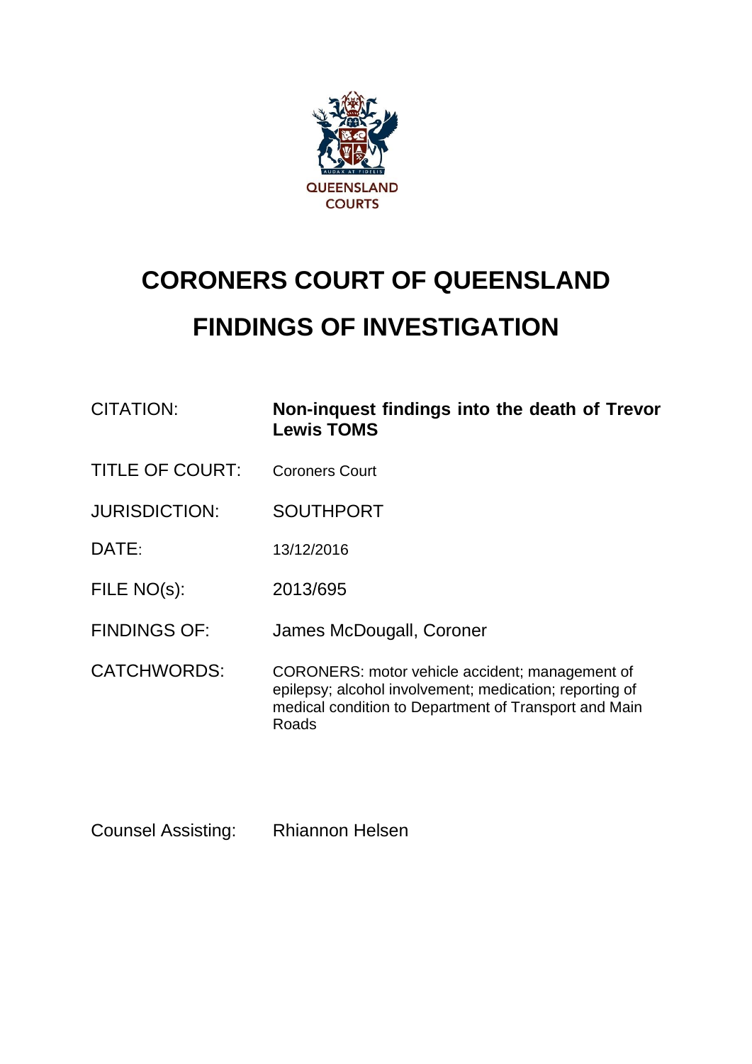# CORONERS COURT OF QUEENSLAND

# FINDINGS OF INVESTIGATION

| | |
|---|---|
| CITATION: | **Non-inquest findings into the death of Trevor Lewis TOMS** |
| TITLE OF COURT: | Coroners Court |
| JURISDICTION: | SOUTHPORT |
| DATE: | 13/12/2016 |
| FILE NO(s): | 2013/695 |
| FINDINGS OF: | James McDougall, Coroner |
| CATCHWORDS: | CORONERS: motor vehicle accident; management of epilepsy; alcohol involvement; medication; reporting of medical condition to Department of Transport and Main Roads |

Counsel Assisting: Rhiannon Helsen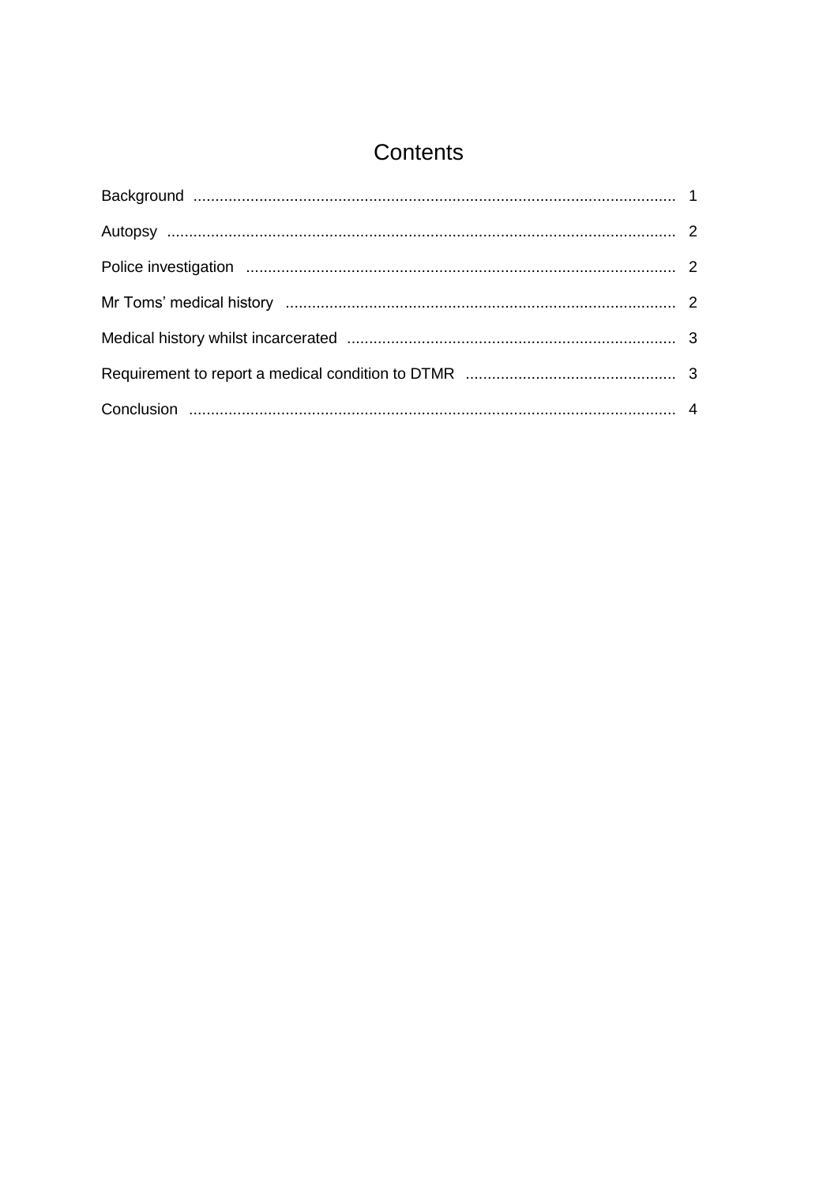# Contents

Background .......................................................................................................... 1

Autopsy ............................................................................................................... 2

Police investigation ............................................................................................. 2

Mr Toms' medical history .................................................................................... 2

Medical history whilst incarcerated ...................................................................... 3

Requirement to report a medical condition to DTMR ............................................ 3

Conclusion ........................................................................................................... 4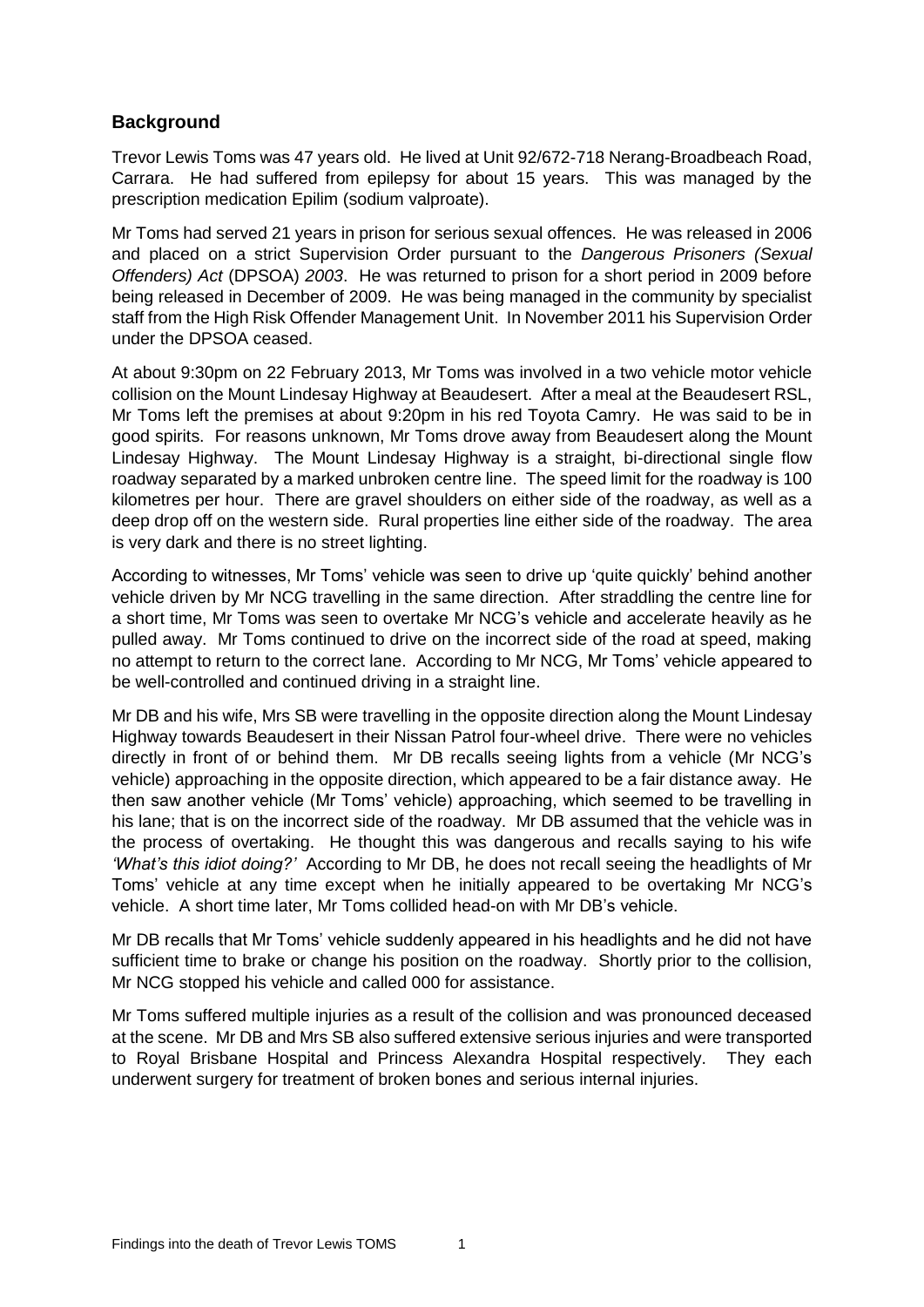## Background

Trevor Lewis Toms was 47 years old. He lived at Unit 92/672-718 Nerang-Broadbeach Road, Carrara. He had suffered from epilepsy for about 15 years. This was managed by the prescription medication Epilim (sodium valproate).

Mr Toms had served 21 years in prison for serious sexual offences. He was released in 2006 and placed on a strict Supervision Order pursuant to the *Dangerous Prisoners (Sexual Offenders) Act* (DPSOA) *2003*. He was returned to prison for a short period in 2009 before being released in December of 2009. He was being managed in the community by specialist staff from the High Risk Offender Management Unit. In November 2011 his Supervision Order under the DPSOA ceased.

At about 9:30pm on 22 February 2013, Mr Toms was involved in a two vehicle motor vehicle collision on the Mount Lindesay Highway at Beaudesert. After a meal at the Beaudesert RSL, Mr Toms left the premises at about 9:20pm in his red Toyota Camry. He was said to be in good spirits. For reasons unknown, Mr Toms drove away from Beaudesert along the Mount Lindesay Highway. The Mount Lindesay Highway is a straight, bi-directional single flow roadway separated by a marked unbroken centre line. The speed limit for the roadway is 100 kilometres per hour. There are gravel shoulders on either side of the roadway, as well as a deep drop off on the western side. Rural properties line either side of the roadway. The area is very dark and there is no street lighting.

According to witnesses, Mr Toms' vehicle was seen to drive up 'quite quickly' behind another vehicle driven by Mr NCG travelling in the same direction. After straddling the centre line for a short time, Mr Toms was seen to overtake Mr NCG's vehicle and accelerate heavily as he pulled away. Mr Toms continued to drive on the incorrect side of the road at speed, making no attempt to return to the correct lane. According to Mr NCG, Mr Toms' vehicle appeared to be well-controlled and continued driving in a straight line.

Mr DB and his wife, Mrs SB were travelling in the opposite direction along the Mount Lindesay Highway towards Beaudesert in their Nissan Patrol four-wheel drive. There were no vehicles directly in front of or behind them. Mr DB recalls seeing lights from a vehicle (Mr NCG's vehicle) approaching in the opposite direction, which appeared to be a fair distance away. He then saw another vehicle (Mr Toms' vehicle) approaching, which seemed to be travelling in his lane; that is on the incorrect side of the roadway. Mr DB assumed that the vehicle was in the process of overtaking. He thought this was dangerous and recalls saying to his wife *'What's this idiot doing?'* According to Mr DB, he does not recall seeing the headlights of Mr Toms' vehicle at any time except when he initially appeared to be overtaking Mr NCG's vehicle. A short time later, Mr Toms collided head-on with Mr DB's vehicle.

Mr DB recalls that Mr Toms' vehicle suddenly appeared in his headlights and he did not have sufficient time to brake or change his position on the roadway. Shortly prior to the collision, Mr NCG stopped his vehicle and called 000 for assistance.

Mr Toms suffered multiple injuries as a result of the collision and was pronounced deceased at the scene. Mr DB and Mrs SB also suffered extensive serious injuries and were transported to Royal Brisbane Hospital and Princess Alexandra Hospital respectively. They each underwent surgery for treatment of broken bones and serious internal injuries.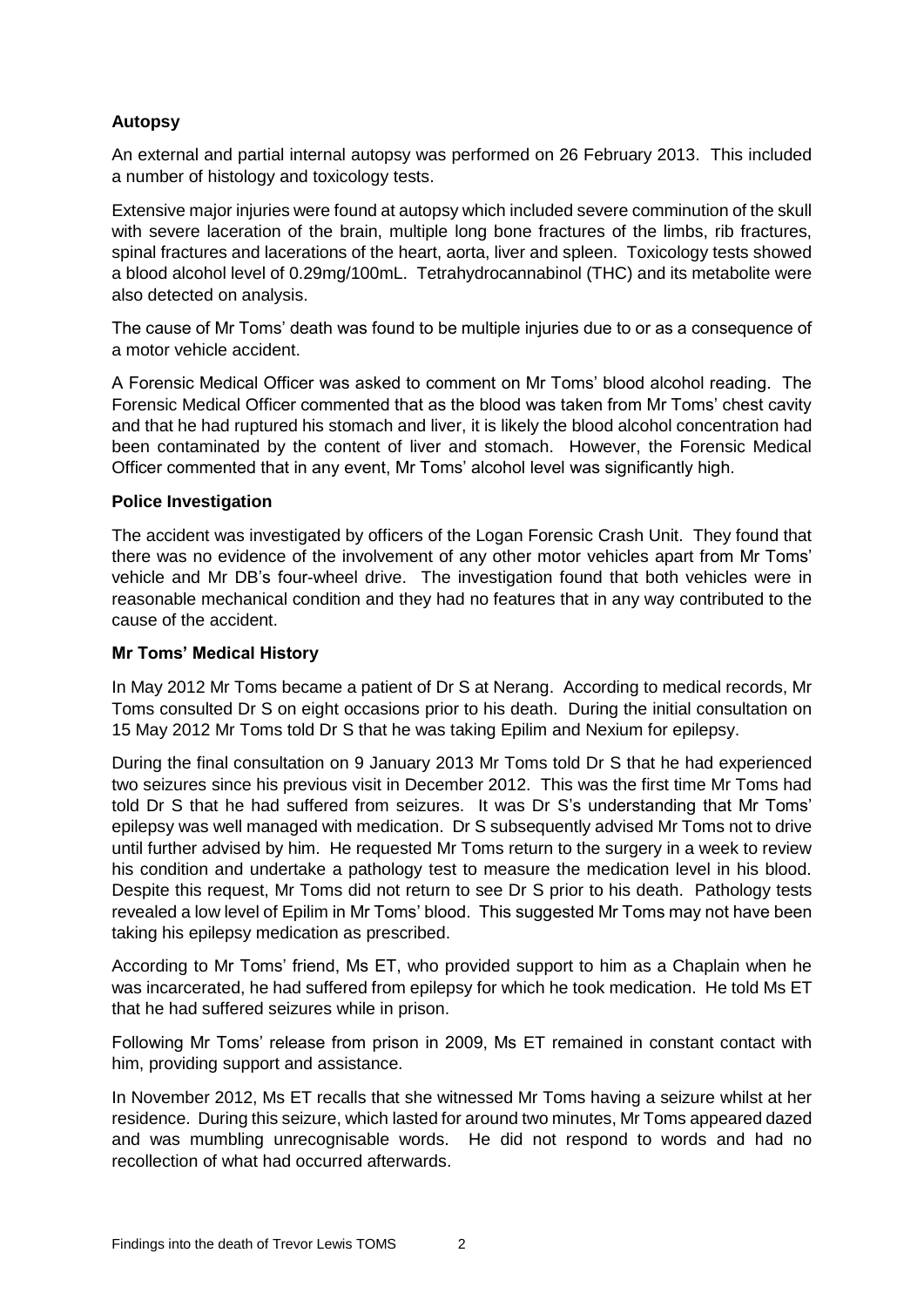**Autopsy**

An external and partial internal autopsy was performed on 26 February 2013. This included a number of histology and toxicology tests.

Extensive major injuries were found at autopsy which included severe comminution of the skull with severe laceration of the brain, multiple long bone fractures of the limbs, rib fractures, spinal fractures and lacerations of the heart, aorta, liver and spleen. Toxicology tests showed a blood alcohol level of 0.29mg/100mL. Tetrahydrocannabinol (THC) and its metabolite were also detected on analysis.

The cause of Mr Toms' death was found to be multiple injuries due to or as a consequence of a motor vehicle accident.

A Forensic Medical Officer was asked to comment on Mr Toms' blood alcohol reading. The Forensic Medical Officer commented that as the blood was taken from Mr Toms' chest cavity and that he had ruptured his stomach and liver, it is likely the blood alcohol concentration had been contaminated by the content of liver and stomach. However, the Forensic Medical Officer commented that in any event, Mr Toms' alcohol level was significantly high.

**Police Investigation**

The accident was investigated by officers of the Logan Forensic Crash Unit. They found that there was no evidence of the involvement of any other motor vehicles apart from Mr Toms' vehicle and Mr DB's four-wheel drive. The investigation found that both vehicles were in reasonable mechanical condition and they had no features that in any way contributed to the cause of the accident.

**Mr Toms' Medical History**

In May 2012 Mr Toms became a patient of Dr S at Nerang. According to medical records, Mr Toms consulted Dr S on eight occasions prior to his death. During the initial consultation on 15 May 2012 Mr Toms told Dr S that he was taking Epilim and Nexium for epilepsy.

During the final consultation on 9 January 2013 Mr Toms told Dr S that he had experienced two seizures since his previous visit in December 2012. This was the first time Mr Toms had told Dr S that he had suffered from seizures. It was Dr S's understanding that Mr Toms' epilepsy was well managed with medication. Dr S subsequently advised Mr Toms not to drive until further advised by him. He requested Mr Toms return to the surgery in a week to review his condition and undertake a pathology test to measure the medication level in his blood. Despite this request, Mr Toms did not return to see Dr S prior to his death. Pathology tests revealed a low level of Epilim in Mr Toms' blood. This suggested Mr Toms may not have been taking his epilepsy medication as prescribed.

According to Mr Toms' friend, Ms ET, who provided support to him as a Chaplain when he was incarcerated, he had suffered from epilepsy for which he took medication. He told Ms ET that he had suffered seizures while in prison.

Following Mr Toms' release from prison in 2009, Ms ET remained in constant contact with him, providing support and assistance.

In November 2012, Ms ET recalls that she witnessed Mr Toms having a seizure whilst at her residence. During this seizure, which lasted for around two minutes, Mr Toms appeared dazed and was mumbling unrecognisable words. He did not respond to words and had no recollection of what had occurred afterwards.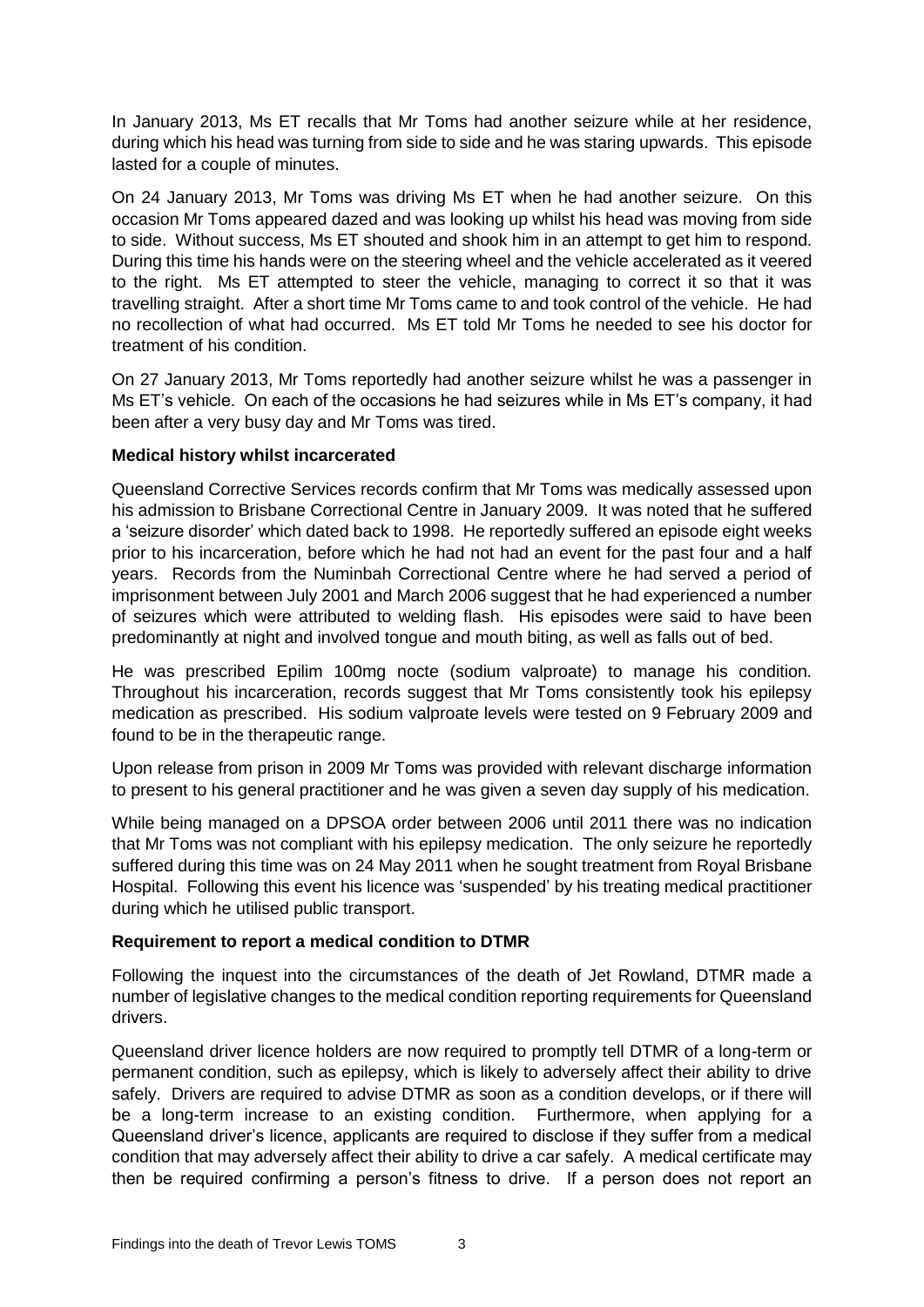In January 2013, Ms ET recalls that Mr Toms had another seizure while at her residence, during which his head was turning from side to side and he was staring upwards. This episode lasted for a couple of minutes.

On 24 January 2013, Mr Toms was driving Ms ET when he had another seizure. On this occasion Mr Toms appeared dazed and was looking up whilst his head was moving from side to side. Without success, Ms ET shouted and shook him in an attempt to get him to respond. During this time his hands were on the steering wheel and the vehicle accelerated as it veered to the right. Ms ET attempted to steer the vehicle, managing to correct it so that it was travelling straight. After a short time Mr Toms came to and took control of the vehicle. He had no recollection of what had occurred. Ms ET told Mr Toms he needed to see his doctor for treatment of his condition.

On 27 January 2013, Mr Toms reportedly had another seizure whilst he was a passenger in Ms ET's vehicle. On each of the occasions he had seizures while in Ms ET's company, it had been after a very busy day and Mr Toms was tired.

**Medical history whilst incarcerated**

Queensland Corrective Services records confirm that Mr Toms was medically assessed upon his admission to Brisbane Correctional Centre in January 2009. It was noted that he suffered a 'seizure disorder' which dated back to 1998. He reportedly suffered an episode eight weeks prior to his incarceration, before which he had not had an event for the past four and a half years. Records from the Numinbah Correctional Centre where he had served a period of imprisonment between July 2001 and March 2006 suggest that he had experienced a number of seizures which were attributed to welding flash. His episodes were said to have been predominantly at night and involved tongue and mouth biting, as well as falls out of bed.

He was prescribed Epilim 100mg nocte (sodium valproate) to manage his condition. Throughout his incarceration, records suggest that Mr Toms consistently took his epilepsy medication as prescribed. His sodium valproate levels were tested on 9 February 2009 and found to be in the therapeutic range.

Upon release from prison in 2009 Mr Toms was provided with relevant discharge information to present to his general practitioner and he was given a seven day supply of his medication.

While being managed on a DPSOA order between 2006 until 2011 there was no indication that Mr Toms was not compliant with his epilepsy medication. The only seizure he reportedly suffered during this time was on 24 May 2011 when he sought treatment from Royal Brisbane Hospital. Following this event his licence was 'suspended' by his treating medical practitioner during which he utilised public transport.

**Requirement to report a medical condition to DTMR**

Following the inquest into the circumstances of the death of Jet Rowland, DTMR made a number of legislative changes to the medical condition reporting requirements for Queensland drivers.

Queensland driver licence holders are now required to promptly tell DTMR of a long-term or permanent condition, such as epilepsy, which is likely to adversely affect their ability to drive safely. Drivers are required to advise DTMR as soon as a condition develops, or if there will be a long-term increase to an existing condition. Furthermore, when applying for a Queensland driver's licence, applicants are required to disclose if they suffer from a medical condition that may adversely affect their ability to drive a car safely. A medical certificate may then be required confirming a person's fitness to drive. If a person does not report an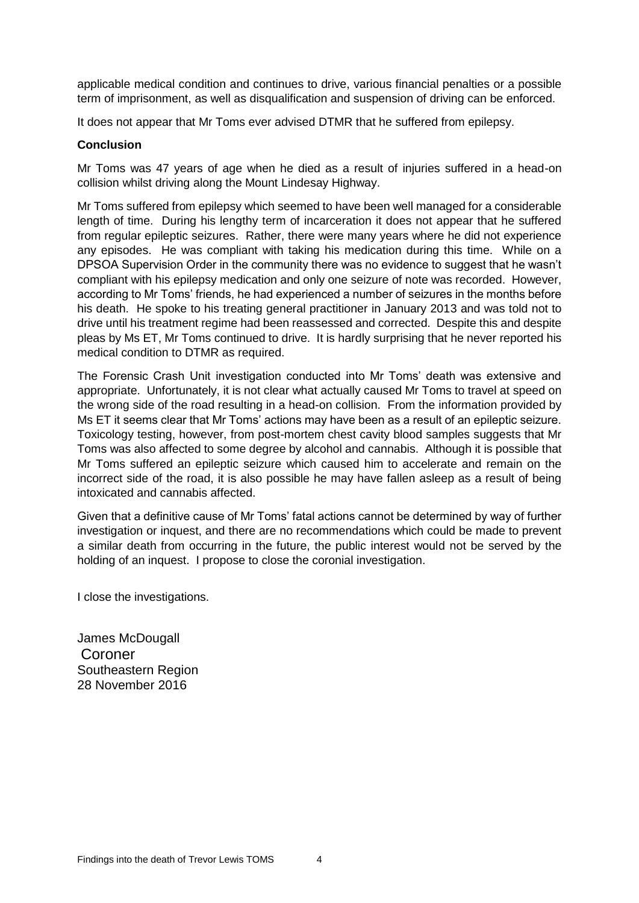applicable medical condition and continues to drive, various financial penalties or a possible term of imprisonment, as well as disqualification and suspension of driving can be enforced.

It does not appear that Mr Toms ever advised DTMR that he suffered from epilepsy.

**Conclusion**

Mr Toms was 47 years of age when he died as a result of injuries suffered in a head-on collision whilst driving along the Mount Lindesay Highway.

Mr Toms suffered from epilepsy which seemed to have been well managed for a considerable length of time. During his lengthy term of incarceration it does not appear that he suffered from regular epileptic seizures. Rather, there were many years where he did not experience any episodes. He was compliant with taking his medication during this time. While on a DPSOA Supervision Order in the community there was no evidence to suggest that he wasn't compliant with his epilepsy medication and only one seizure of note was recorded. However, according to Mr Toms' friends, he had experienced a number of seizures in the months before his death. He spoke to his treating general practitioner in January 2013 and was told not to drive until his treatment regime had been reassessed and corrected. Despite this and despite pleas by Ms ET, Mr Toms continued to drive. It is hardly surprising that he never reported his medical condition to DTMR as required.

The Forensic Crash Unit investigation conducted into Mr Toms' death was extensive and appropriate. Unfortunately, it is not clear what actually caused Mr Toms to travel at speed on the wrong side of the road resulting in a head-on collision. From the information provided by Ms ET it seems clear that Mr Toms' actions may have been as a result of an epileptic seizure. Toxicology testing, however, from post-mortem chest cavity blood samples suggests that Mr Toms was also affected to some degree by alcohol and cannabis. Although it is possible that Mr Toms suffered an epileptic seizure which caused him to accelerate and remain on the incorrect side of the road, it is also possible he may have fallen asleep as a result of being intoxicated and cannabis affected.

Given that a definitive cause of Mr Toms' fatal actions cannot be determined by way of further investigation or inquest, and there are no recommendations which could be made to prevent a similar death from occurring in the future, the public interest would not be served by the holding of an inquest. I propose to close the coronial investigation.

I close the investigations.

James McDougall
Coroner
Southeastern Region
28 November 2016